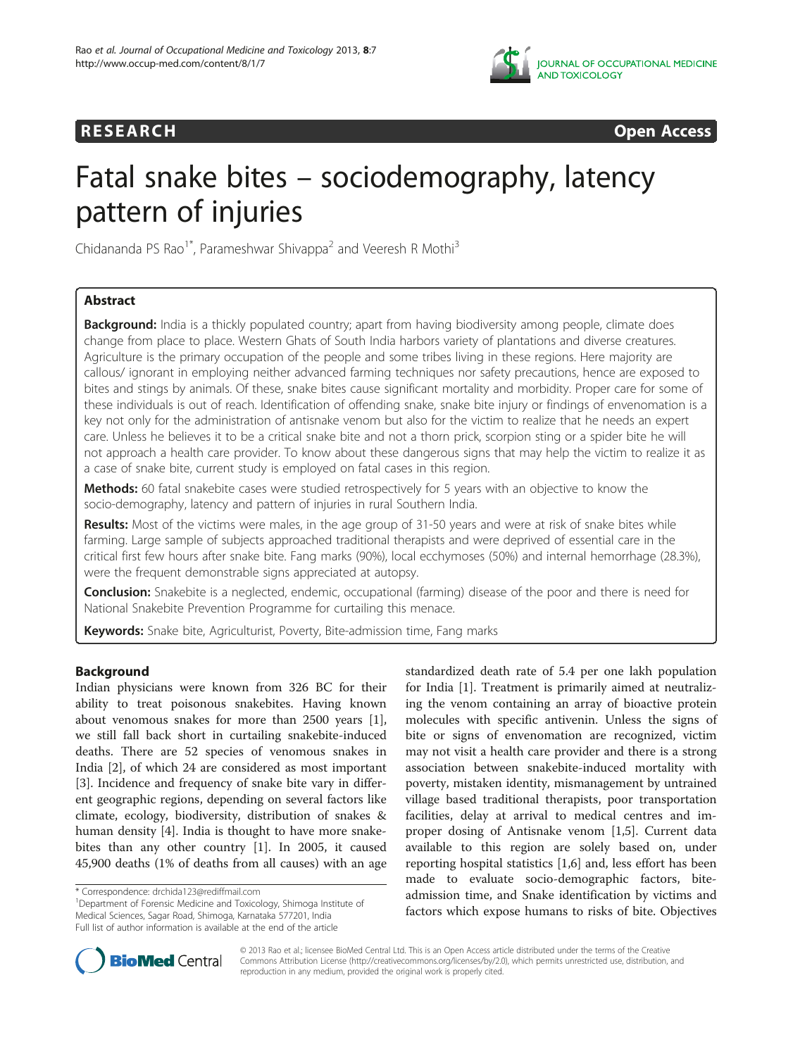RESEARCH Open Access

# Fatal snake bites – sociodemography, latency pattern of injuries

Chidananda PS Rao[1*], Parameshwar Shivappa[2] and Veeresh R Mothi[3]

## Abstract

**Background:** India is a thickly populated country; apart from having biodiversity among people, climate does change from place to place. Western Ghats of South India harbors variety of plantations and diverse creatures. Agriculture is the primary occupation of the people and some tribes living in these regions. Here majority are callous/ ignorant in employing neither advanced farming techniques nor safety precautions, hence are exposed to bites and stings by animals. Of these, snake bites cause significant mortality and morbidity. Proper care for some of these individuals is out of reach. Identification of offending snake, snake bite injury or findings of envenomation is a key not only for the administration of antisnake venom but also for the victim to realize that he needs an expert care. Unless he believes it to be a critical snake bite and not a thorn prick, scorpion sting or a spider bite he will not approach a health care provider. To know about these dangerous signs that may help the victim to realize it as a case of snake bite, current study is employed on fatal cases in this region.

**Methods:** 60 fatal snakebite cases were studied retrospectively for 5 years with an objective to know the socio-demography, latency and pattern of injuries in rural Southern India.

**Results:** Most of the victims were males, in the age group of 31-50 years and were at risk of snake bites while farming. Large sample of subjects approached traditional therapists and were deprived of essential care in the critical first few hours after snake bite. Fang marks (90%), local ecchymoses (50%) and internal hemorrhage (28.3%), were the frequent demonstrable signs appreciated at autopsy.

**Conclusion:** Snakebite is a neglected, endemic, occupational (farming) disease of the poor and there is need for National Snakebite Prevention Programme for curtailing this menace.

**Keywords:** Snake bite, Agriculturist, Poverty, Bite-admission time, Fang marks

## Background

Indian physicians were known from 326 BC for their ability to treat poisonous snakebites. Having known about venomous snakes for more than 2500 years [1], we still fall back short in curtailing snakebite-induced deaths. There are 52 species of venomous snakes in India [2], of which 24 are considered as most important [3]. Incidence and frequency of snake bite vary in different geographic regions, depending on several factors like climate, ecology, biodiversity, distribution of snakes & human density [4]. India is thought to have more snakebites than any other country [1]. In 2005, it caused 45,900 deaths (1% of deaths from all causes) with an age standardized death rate of 5.4 per one lakh population for India [1]. Treatment is primarily aimed at neutralizing the venom containing an array of bioactive protein molecules with specific antivenin. Unless the signs of bite or signs of envenomation are recognized, victim may not visit a health care provider and there is a strong association between snakebite-induced mortality with poverty, mistaken identity, mismanagement by untrained village based traditional therapists, poor transportation facilities, delay at arrival to medical centres and improper dosing of Antisnake venom [1,5]. Current data available to this region are solely based on, under reporting hospital statistics [1,6] and, less effort has been made to evaluate socio-demographic factors, bite-admission time, and Snake identification by victims and factors which expose humans to risks of bite. Objectives

\* Correspondence: drchida123@rediffmail.com
[1]Department of Forensic Medicine and Toxicology, Shimoga Institute of Medical Sciences, Sagar Road, Shimoga, Karnataka 577201, India
Full list of author information is available at the end of the article

© 2013 Rao et al.; licensee BioMed Central Ltd. This is an Open Access article distributed under the terms of the Creative Commons Attribution License (http://creativecommons.org/licenses/by/2.0), which permits unrestricted use, distribution, and reproduction in any medium, provided the original work is properly cited.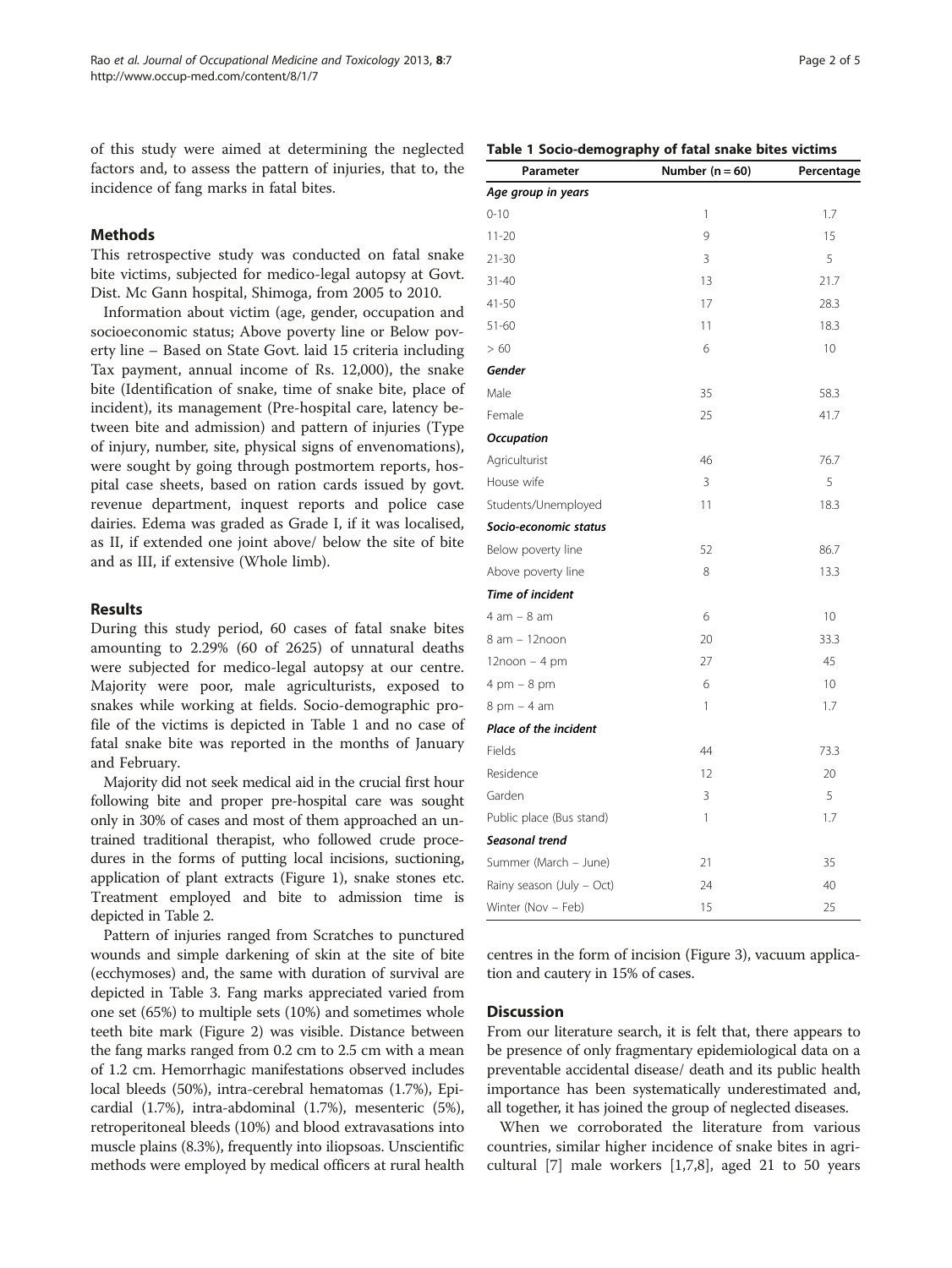of this study were aimed at determining the neglected factors and, to assess the pattern of injuries, that to, the incidence of fang marks in fatal bites.

## Methods

This retrospective study was conducted on fatal snake bite victims, subjected for medico-legal autopsy at Govt. Dist. Mc Gann hospital, Shimoga, from 2005 to 2010.

Information about victim (age, gender, occupation and socioeconomic status; Above poverty line or Below poverty line – Based on State Govt. laid 15 criteria including Tax payment, annual income of Rs. 12,000), the snake bite (Identification of snake, time of snake bite, place of incident), its management (Pre-hospital care, latency between bite and admission) and pattern of injuries (Type of injury, number, site, physical signs of envenomations), were sought by going through postmortem reports, hospital case sheets, based on ration cards issued by govt. revenue department, inquest reports and police case dairies. Edema was graded as Grade I, if it was localised, as II, if extended one joint above/ below the site of bite and as III, if extensive (Whole limb).

## Results

During this study period, 60 cases of fatal snake bites amounting to 2.29% (60 of 2625) of unnatural deaths were subjected for medico-legal autopsy at our centre. Majority were poor, male agriculturists, exposed to snakes while working at fields. Socio-demographic profile of the victims is depicted in Table 1 and no case of fatal snake bite was reported in the months of January and February.

Majority did not seek medical aid in the crucial first hour following bite and proper pre-hospital care was sought only in 30% of cases and most of them approached an untrained traditional therapist, who followed crude procedures in the forms of putting local incisions, suctioning, application of plant extracts (Figure 1), snake stones etc. Treatment employed and bite to admission time is depicted in Table 2.

Pattern of injuries ranged from Scratches to punctured wounds and simple darkening of skin at the site of bite (ecchymoses) and, the same with duration of survival are depicted in Table 3. Fang marks appreciated varied from one set (65%) to multiple sets (10%) and sometimes whole teeth bite mark (Figure 2) was visible. Distance between the fang marks ranged from 0.2 cm to 2.5 cm with a mean of 1.2 cm. Hemorrhagic manifestations observed includes local bleeds (50%), intra-cerebral hematomas (1.7%), Epicardial (1.7%), intra-abdominal (1.7%), mesenteric (5%), retroperitoneal bleeds (10%) and blood extravasations into muscle plains (8.3%), frequently into iliopsoas. Unscientific methods were employed by medical officers at rural health centres in the form of incision (Figure 3), vacuum application and cautery in 15% of cases.

**Table 1 Socio-demography of fatal snake bites victims**

| Parameter | Number (n = 60) | Percentage |
|---|---|---|
| ***Age group in years*** | | |
| 0-10 | 1 | 1.7 |
| 11-20 | 9 | 15 |
| 21-30 | 3 | 5 |
| 31-40 | 13 | 21.7 |
| 41-50 | 17 | 28.3 |
| 51-60 | 11 | 18.3 |
| > 60 | 6 | 10 |
| ***Gender*** | | |
| Male | 35 | 58.3 |
| Female | 25 | 41.7 |
| ***Occupation*** | | |
| Agriculturist | 46 | 76.7 |
| House wife | 3 | 5 |
| Students/Unemployed | 11 | 18.3 |
| ***Socio-economic status*** | | |
| Below poverty line | 52 | 86.7 |
| Above poverty line | 8 | 13.3 |
| ***Time of incident*** | | |
| 4 am – 8 am | 6 | 10 |
| 8 am – 12noon | 20 | 33.3 |
| 12noon – 4 pm | 27 | 45 |
| 4 pm – 8 pm | 6 | 10 |
| 8 pm – 4 am | 1 | 1.7 |
| ***Place of the incident*** | | |
| Fields | 44 | 73.3 |
| Residence | 12 | 20 |
| Garden | 3 | 5 |
| Public place (Bus stand) | 1 | 1.7 |
| ***Seasonal trend*** | | |
| Summer (March – June) | 21 | 35 |
| Rainy season (July – Oct) | 24 | 40 |
| Winter (Nov – Feb) | 15 | 25 |

## Discussion

From our literature search, it is felt that, there appears to be presence of only fragmentary epidemiological data on a preventable accidental disease/ death and its public health importance has been systematically underestimated and, all together, it has joined the group of neglected diseases.

When we corroborated the literature from various countries, similar higher incidence of snake bites in agricultural [7] male workers [1,7,8], aged 21 to 50 years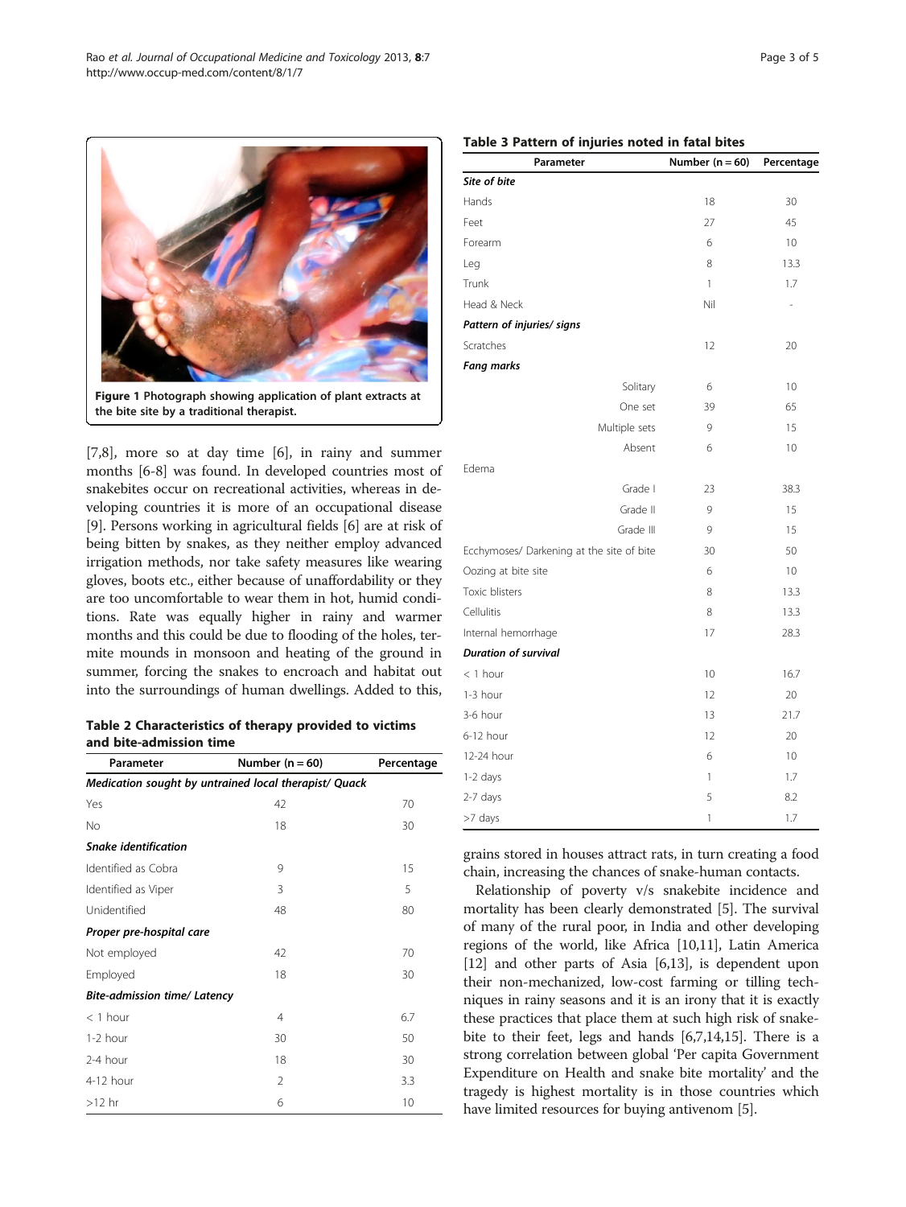Figure 1 Photograph showing application of plant extracts at the bite site by a traditional therapist.

[7,8], more so at day time [6], in rainy and summer months [6-8] was found. In developed countries most of snakebites occur on recreational activities, whereas in developing countries it is more of an occupational disease [9]. Persons working in agricultural fields [6] are at risk of being bitten by snakes, as they neither employ advanced irrigation methods, nor take safety measures like wearing gloves, boots etc., either because of unaffordability or they are too uncomfortable to wear them in hot, humid conditions. Rate was equally higher in rainy and warmer months and this could be due to flooding of the holes, termite mounds in monsoon and heating of the ground in summer, forcing the snakes to encroach and habitat out into the surroundings of human dwellings. Added to this, grains stored in houses attract rats, in turn creating a food chain, increasing the chances of snake-human contacts.

**Table 2 Characteristics of therapy provided to victims and bite-admission time**

| Parameter | Number (n = 60) | Percentage |
|---|---|---|
| ***Medication sought by untrained local therapist/ Quack*** | | |
| Yes | 42 | 70 |
| No | 18 | 30 |
| ***Snake identification*** | | |
| Identified as Cobra | 9 | 15 |
| Identified as Viper | 3 | 5 |
| Unidentified | 48 | 80 |
| ***Proper pre-hospital care*** | | |
| Not employed | 42 | 70 |
| Employed | 18 | 30 |
| ***Bite-admission time/ Latency*** | | |
| < 1 hour | 4 | 6.7 |
| 1-2 hour | 30 | 50 |
| 2-4 hour | 18 | 30 |
| 4-12 hour | 2 | 3.3 |
| >12 hr | 6 | 10 |

**Table 3 Pattern of injuries noted in fatal bites**

| Parameter | Number (n = 60) | Percentage |
|---|---|---|
| ***Site of bite*** | | |
| Hands | 18 | 30 |
| Feet | 27 | 45 |
| Forearm | 6 | 10 |
| Leg | 8 | 13.3 |
| Trunk | 1 | 1.7 |
| Head & Neck | Nil | - |
| ***Pattern of injuries/ signs*** | | |
| Scratches | 12 | 20 |
| ***Fang marks*** | | |
| Solitary | 6 | 10 |
| One set | 39 | 65 |
| Multiple sets | 9 | 15 |
| Absent | 6 | 10 |
| Edema | | |
| Grade I | 23 | 38.3 |
| Grade II | 9 | 15 |
| Grade III | 9 | 15 |
| Ecchymoses/ Darkening at the site of bite | 30 | 50 |
| Oozing at bite site | 6 | 10 |
| Toxic blisters | 8 | 13.3 |
| Cellulitis | 8 | 13.3 |
| Internal hemorrhage | 17 | 28.3 |
| ***Duration of survival*** | | |
| < 1 hour | 10 | 16.7 |
| 1-3 hour | 12 | 20 |
| 3-6 hour | 13 | 21.7 |
| 6-12 hour | 12 | 20 |
| 12-24 hour | 6 | 10 |
| 1-2 days | 1 | 1.7 |
| 2-7 days | 5 | 8.2 |
| >7 days | 1 | 1.7 |

Relationship of poverty v/s snakebite incidence and mortality has been clearly demonstrated [5]. The survival of many of the rural poor, in India and other developing regions of the world, like Africa [10,11], Latin America [12] and other parts of Asia [6,13], is dependent upon their non-mechanized, low-cost farming or tilling techniques in rainy seasons and it is an irony that it is exactly these practices that place them at such high risk of snakebite to their feet, legs and hands [6,7,14,15]. There is a strong correlation between global 'Per capita Government Expenditure on Health and snake bite mortality' and the tragedy is highest mortality is in those countries which have limited resources for buying antivenom [5].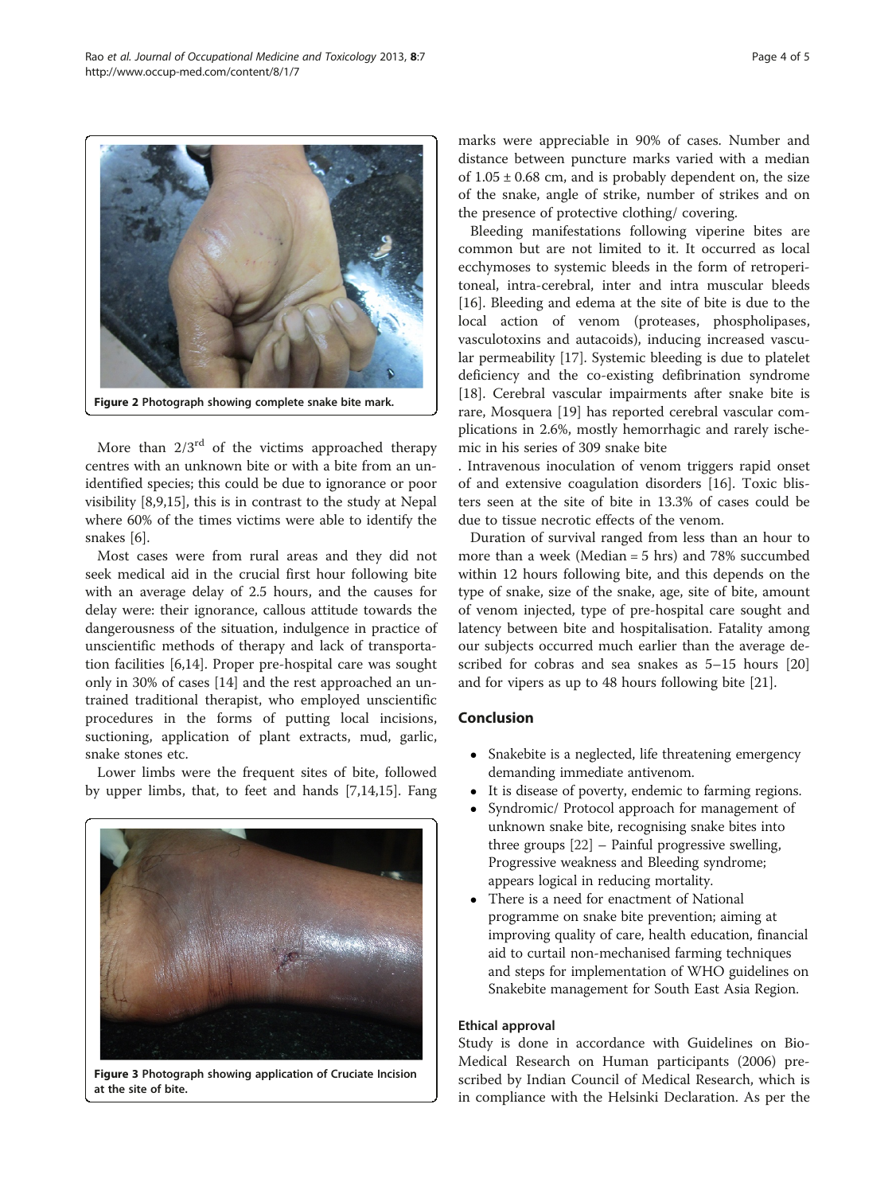Figure 2 Photograph showing complete snake bite mark.

More than 2/3[rd] of the victims approached therapy centres with an unknown bite or with a bite from an unidentified species; this could be due to ignorance or poor visibility [8,9,15], this is in contrast to the study at Nepal where 60% of the times victims were able to identify the snakes [6].

Most cases were from rural areas and they did not seek medical aid in the crucial first hour following bite with an average delay of 2.5 hours, and the causes for delay were: their ignorance, callous attitude towards the dangerousness of the situation, indulgence in practice of unscientific methods of therapy and lack of transportation facilities [6,14]. Proper pre-hospital care was sought only in 30% of cases [14] and the rest approached an untrained traditional therapist, who employed unscientific procedures in the forms of putting local incisions, suctioning, application of plant extracts, mud, garlic, snake stones etc.

Lower limbs were the frequent sites of bite, followed by upper limbs, that, to feet and hands [7,14,15]. Fang marks were appreciable in 90% of cases. Number and distance between puncture marks varied with a median of $1.05 \pm 0.68$ cm, and is probably dependent on, the size of the snake, angle of strike, number of strikes and on the presence of protective clothing/ covering.

Figure 3 Photograph showing application of Cruciate Incision at the site of bite.

Bleeding manifestations following viperine bites are common but are not limited to it. It occurred as local ecchymoses to systemic bleeds in the form of retroperitoneal, intra-cerebral, inter and intra muscular bleeds [16]. Bleeding and edema at the site of bite is due to the local action of venom (proteases, phospholipases, vasculotoxins and autacoids), inducing increased vascular permeability [17]. Systemic bleeding is due to platelet deficiency and the co-existing defibrination syndrome [18]. Cerebral vascular impairments after snake bite is rare, Mosquera [19] has reported cerebral vascular complications in 2.6%, mostly hemorrhagic and rarely ischemic in his series of 309 snake bite

. Intravenous inoculation of venom triggers rapid onset of and extensive coagulation disorders [16]. Toxic blisters seen at the site of bite in 13.3% of cases could be due to tissue necrotic effects of the venom.

Duration of survival ranged from less than an hour to more than a week (Median = 5 hrs) and 78% succumbed within 12 hours following bite, and this depends on the type of snake, size of the snake, age, site of bite, amount of venom injected, type of pre-hospital care sought and latency between bite and hospitalisation. Fatality among our subjects occurred much earlier than the average described for cobras and sea snakes as 5–15 hours [20] and for vipers as up to 48 hours following bite [21].

## Conclusion

- Snakebite is a neglected, life threatening emergency demanding immediate antivenom.
- It is disease of poverty, endemic to farming regions.
- Syndromic/ Protocol approach for management of unknown snake bite, recognising snake bites into three groups [22] – Painful progressive swelling, Progressive weakness and Bleeding syndrome; appears logical in reducing mortality.
- There is a need for enactment of National programme on snake bite prevention; aiming at improving quality of care, health education, financial aid to curtail non-mechanised farming techniques and steps for implementation of WHO guidelines on Snakebite management for South East Asia Region.

### Ethical approval

Study is done in accordance with Guidelines on Bio-Medical Research on Human participants (2006) prescribed by Indian Council of Medical Research, which is in compliance with the Helsinki Declaration. As per the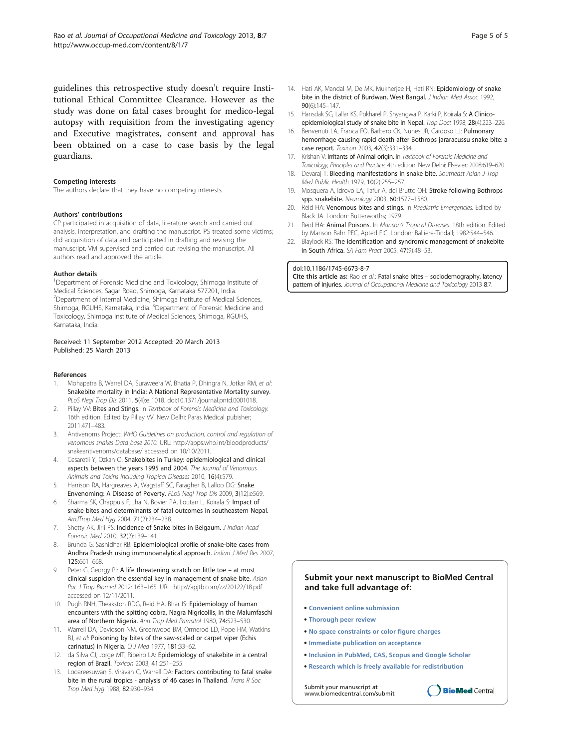guidelines this retrospective study doesn't require Institutional Ethical Committee Clearance. However as the study was done on fatal cases brought for medico-legal autopsy with requisition from the investigating agency and Executive magistrates, consent and approval has been obtained on a case to case basis by the legal guardians.

#### Competing interests
The authors declare that they have no competing interests.

#### Authors' contributions
CP participated in acquisition of data, literature search and carried out analysis, interpretation, and drafting the manuscript. PS treated some victims; did acquisition of data and participated in drafting and revising the manuscript. VM supervised and carried out revising the manuscript. All authors read and approved the article.

#### Author details
[1]Department of Forensic Medicine and Toxicology, Shimoga Institute of Medical Sciences, Sagar Road, Shimoga, Karnataka 577201, India. [2]Department of Internal Medicine, Shimoga Institute of Medical Sciences, Shimoga, RGUHS, Karnataka, India. [3]Department of Forensic Medicine and Toxicology, Shimoga Institute of Medical Sciences, Shimoga, RGUHS, Karnataka, India.

Received: 11 September 2012 Accepted: 20 March 2013
Published: 25 March 2013

#### References
1. Mohapatra B, Warrel DA, Suraweera W, Bhatia P, Dhingra N, Jotkar RM, *et al*: **Snakebite mortality in India: A National Representative Mortality survey.** *PLoS Negl Trop Dis* 2011, **5**(4):e 1018. doi:10.1371/journal.pntd.0001018.
2. Pillay VV: **Bites and Stings**. In *Textbook of Forensic Medicine and Toxicology*. 16th edition. Edited by Pillay VV. New Delhi: Paras Medical pubisher; 2011:471–483.
3. Antivenoms Project: *WHO Guidelines on production, control and regulation of venomous snakes Data base 2010.* URL: http://apps.who.int/bloodproducts/snakeantivenoms/database/ accessed on 10/10/2011.
4. Cesaretli Y, Ozkan O: **Snakebites in Turkey: epidemiological and clinical aspects between the years 1995 and 2004.** *The Journal of Venomous Animals and Toxins including Tropical Diseases* 2010, **16**(4):579.
5. Harrison RA, Hargreaves A, Wagstaff SC, Faragher B, Lalloo DG: **Snake Envenoming: A Disease of Poverty.** *PLoS Negl Trop Dis* 2009, **3**(12):e569.
6. Sharma SK, Chappuis F, Jha N, Bovier PA, Loutan L, Koirala S: **Impact of snake bites and determinants of fatal outcomes in southeastern Nepal.** *AmJTrop Med Hyg* 2004, **71**(2):234–238.
7. Shetty AK, Jirli PS: **Incidence of Snake bites in Belgaum.** *J Indian Acad Forensic Med* 2010, **32**(2):139–141.
8. Brunda G, Sashidhar RB: **Epidemiological profile of snake-bite cases from Andhra Pradesh using immunoanalytical approach.** *Indian J Med Res* 2007, **125**:661–668.
9. Peter G, Georgy PI: **A life threatening scratch on little toe – at most clinical suspicion the essential key in management of snake bite.** *Asian Pac J Trop Biomed* 2012: 163–165. URL: http://apjtb.com/zz/20122/18.pdf accessed on 12/11/2011.
10. Pugh RNH, Theakston RDG, Reid HA, Bhar IS: **Epidemiology of human encounters with the spitting cobra, Nagra Nigricollis, in the Malumfaschi area of Northern Nigeria.** *Ann Trop Med Parasitol* 1980, **74**:523–530.
11. Warrell DA, Davidson NM, Greenwood BM, Ormerod LD, Pope HM, Watkins BJ, *et al*: **Poisoning by bites of the saw-scaled or carpet viper (Echis carinatus) in Nigeria.** *Q J Med* 1977, **181**:33–62.
12. da Silva CJ, Jorge MT, Ribeiro LA: **Epidemiology of snakebite in a central region of Brazil.** *Toxicon* 2003, **41**:251–255.
13. Looareesuwan S, Viravan C, Warrell DA: **Factors contributing to fatal snake bite in the rural tropics - analysis of 46 cases in Thailand.** *Trans R Soc Trop Med Hyg* 1988, **82**:930–934.
14. Hati AK, Mandal M, De MK, Mukherjee H, Hati RN: **Epidemiology of snake bite in the district of Burdwan, West Bangal.** *J Indian Med Assoc* 1992, **90**(6):145–147.
15. Hansdak SG, Lallar KS, Pokharel P, Shyangwa P, Karki P, Koirala S: **A Clinico-epidemiological study of snake bite in Nepal.** *Trop Doct* 1998, **28**(4):223–226.
16. Benvenuti LA, Franca FO, Barbaro CK, Nunes JR, Cardoso LJ: **Pulmonary hemorrhage causing rapid death after Bothrops jararacussu snake bite: a case report.** *Toxicon* 2003, **42**(3):331–334.
17. Krishan V: **Irritants of Animal origin.** In *Textbook of Forensic Medicine and Toxicology, Principles and Practice.* 4th edition. New Delhi: Elsevier; 2008:619–620.
18. Devaraj T: **Bleeding manifestations in snake bite.** *Southeast Asian J Trop Med Public Health* 1979, **10**(2):255–257.
19. Mosquera A, Idrovo LA, Tafur A, del Brutto OH: **Stroke following Bothrops spp. snakebite.** *Neurology* 2003, **60**:1577–1580.
20. Reid HA: **Venomous bites and stings.** In *Paediatric Emergencies.* Edited by Black JA. London: Butterworths; 1979.
21. Reid HA: **Animal Poisons.** In *Manson's Tropical Diseases.* 18th edition. Edited by Manson Bahr PEC, Apted FIC. London: Balliere-Tindall; 1982:544–546.
22. Blaylock RS: **The identification and syndromic management of snakebite in South Africa.** *SA Fam Pract* 2005, **47**(9):48–53.

doi:10.1186/1745-6673-8-7
**Cite this article as:** Rao *et al.*: Fatal snake bites – sociodemography, latency pattern of injuries. *Journal of Occupational Medicine and Toxicology* 2013 **8**:7.

**Submit your next manuscript to BioMed Central and take full advantage of:**

- **Convenient online submission**
- **Thorough peer review**
- **No space constraints or color figure charges**
- **Immediate publication on acceptance**
- **Inclusion in PubMed, CAS, Scopus and Google Scholar**
- **Research which is freely available for redistribution**

Submit your manuscript at
www.biomedcentral.com/submit

BioMed Central